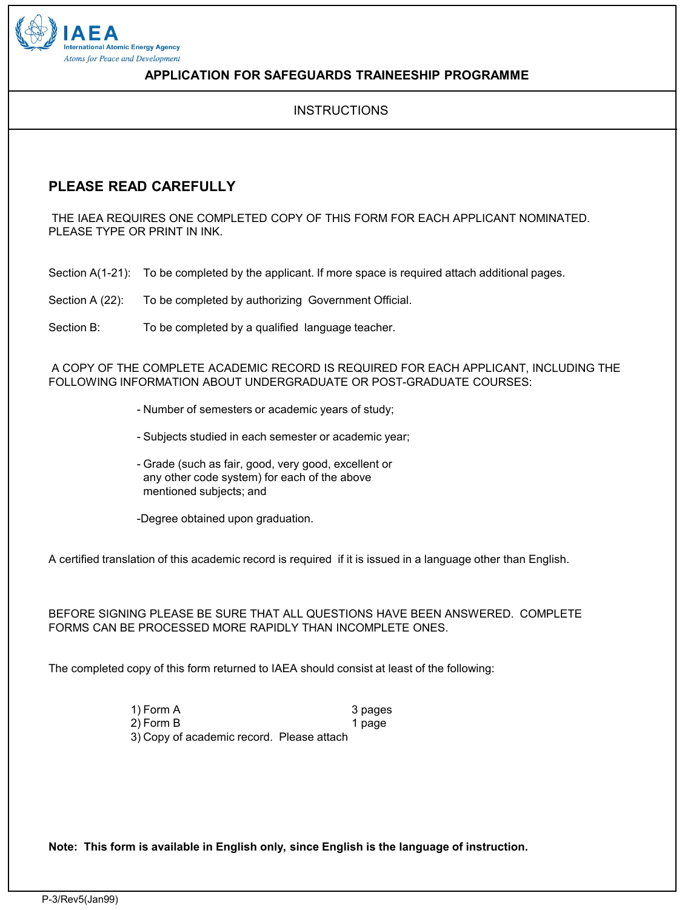IAEA
International Atomic Energy Agency
*Atoms for Peace and Development*

# APPLICATION FOR SAFEGUARDS TRAINEESHIP PROGRAMME

## INSTRUCTIONS

### PLEASE READ CAREFULLY

THE IAEA REQUIRES ONE COMPLETED COPY OF THIS FORM FOR EACH APPLICANT NOMINATED. PLEASE TYPE OR PRINT IN INK.

Section A(1-21): To be completed by the applicant. If more space is required attach additional pages.

Section A (22): To be completed by authorizing Government Official.

Section B: To be completed by a qualified language teacher.

A COPY OF THE COMPLETE ACADEMIC RECORD IS REQUIRED FOR EACH APPLICANT, INCLUDING THE FOLLOWING INFORMATION ABOUT UNDERGRADUATE OR POST-GRADUATE COURSES:

- Number of semesters or academic years of study;
- Subjects studied in each semester or academic year;
- Grade (such as fair, good, very good, excellent or any other code system) for each of the above mentioned subjects; and
- Degree obtained upon graduation.

A certified translation of this academic record is required if it is issued in a language other than English.

BEFORE SIGNING PLEASE BE SURE THAT ALL QUESTIONS HAVE BEEN ANSWERED. COMPLETE FORMS CAN BE PROCESSED MORE RAPIDLY THAN INCOMPLETE ONES.

The completed copy of this form returned to IAEA should consist at least of the following:

1) Form A 3 pages
2) Form B 1 page
3) Copy of academic record. Please attach

**Note: This form is available in English only, since English is the language of instruction.**

P-3/Rev5(Jan99)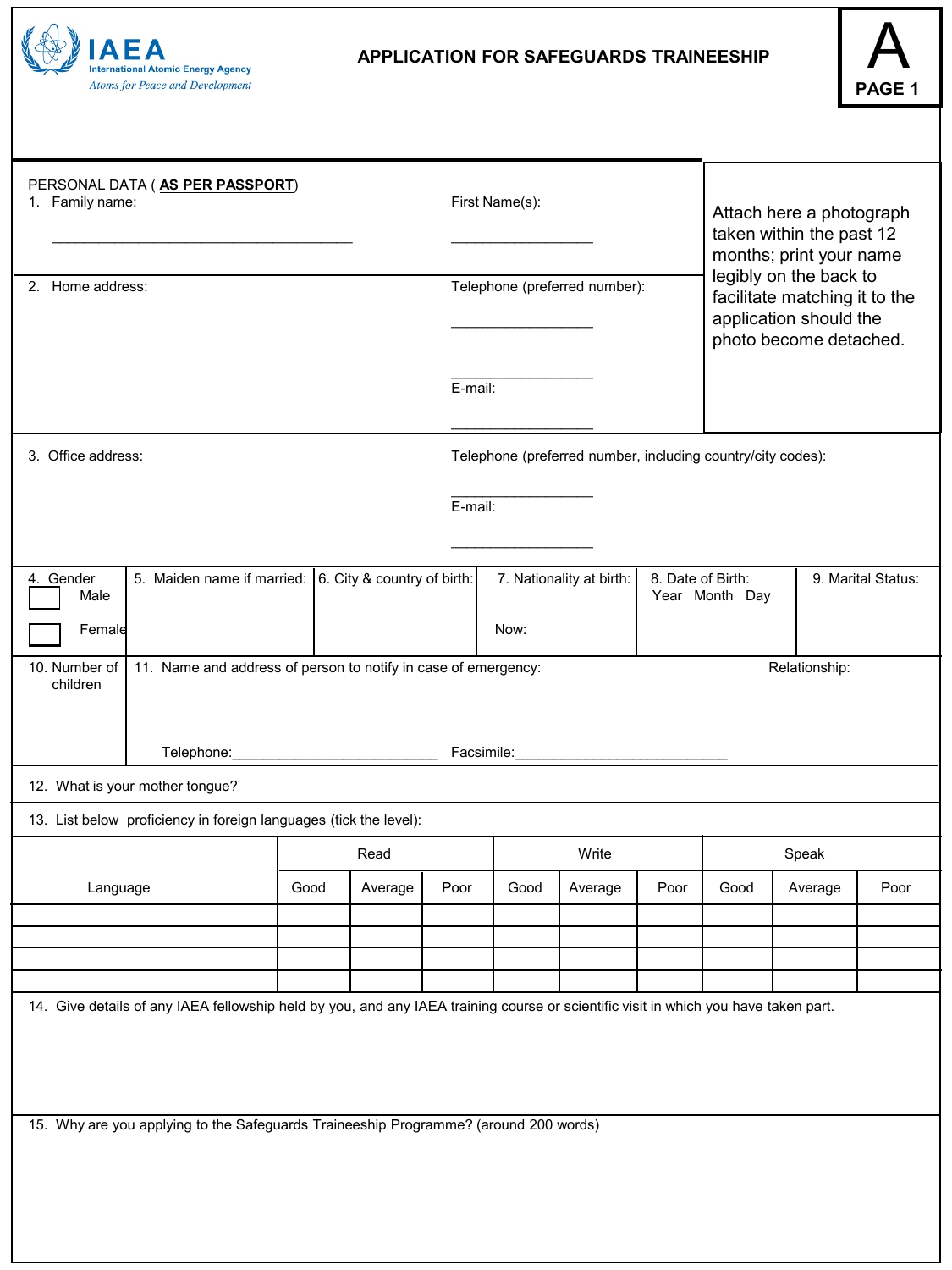IAEA
International Atomic Energy Agency
*Atoms for Peace and Development*

# APPLICATION FOR SAFEGUARDS TRAINEESHIP

**A**
**PAGE 1**

PERSONAL DATA ( **AS PER PASSPORT**)

1. Family name: ____________________________________ First Name(s): _________________

Attach here a photograph taken within the past 12 months; print your name legibly on the back to facilitate matching it to the application should the photo become detached.

2. Home address:

Telephone (preferred number): _________________

_________________

E-mail: _________________

3. Office address:

Telephone (preferred number, including country/city codes): _________________

E-mail: _________________

| 4. Gender | 5. Maiden name if married: | 6. City & country of birth: | 7. Nationality at birth: | 8. Date of Birth: | 9. Marital Status: |
|---|---|---|---|---|---|
| ☐ Male<br>☐ Female | | | Now: | Year Month Day | |

10. Number of children

11. Name and address of person to notify in case of emergency: Relationship:

Telephone:__________________________ Facsimile:___________________________

12. What is your mother tongue?

13. List below proficiency in foreign languages (tick the level):

| Language | Read | | | Write | | | Speak | | |
|---|---|---|---|---|---|---|---|---|---|
| | Good | Average | Poor | Good | Average | Poor | Good | Average | Poor |
| | | | | | | | | | |
| | | | | | | | | | |
| | | | | | | | | | |
| | | | | | | | | | |

14. Give details of any IAEA fellowship held by you, and any IAEA training course or scientific visit in which you have taken part.

15. Why are you applying to the Safeguards Traineeship Programme? (around 200 words)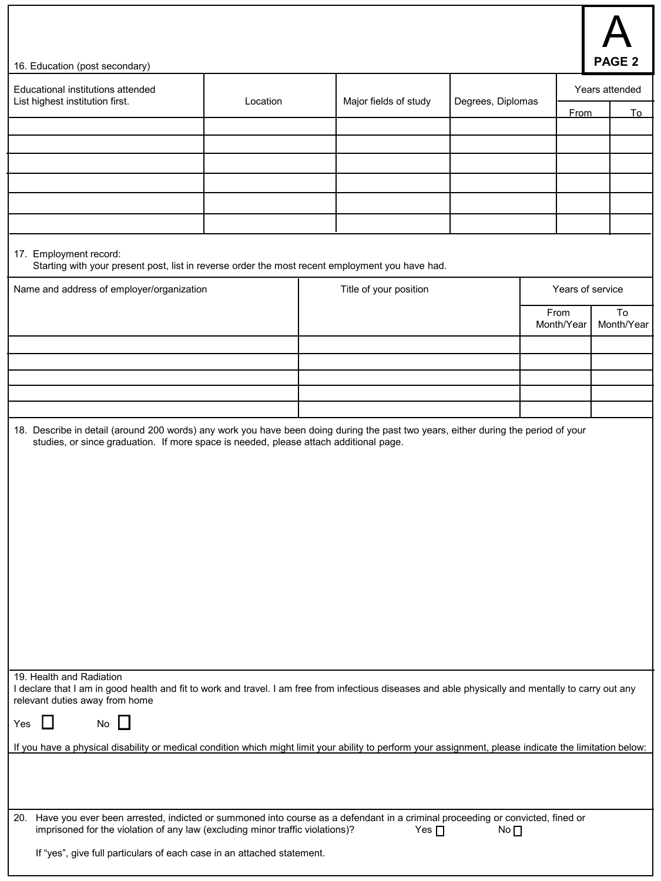**A**
**PAGE 2**

16. Education (post secondary)

| Educational institutions attended<br>List highest institution first. | Location | Major fields of study | Degrees, Diplomas | Years attended | |
|---|---|---|---|---|---|
| | | | | From | To |
| | | | | | |
| | | | | | |
| | | | | | |
| | | | | | |
| | | | | | |
| | | | | | |

17. Employment record:
Starting with your present post, list in reverse order the most recent employment you have had.

| Name and address of employer/organization | Title of your position | Years of service | |
|---|---|---|---|
| | | From<br>Month/Year | To<br>Month/Year |
| | | | |
| | | | |
| | | | |
| | | | |
| | | | |

18. Describe in detail (around 200 words) any work you have been doing during the past two years, either during the period of your studies, or since graduation. If more space is needed, please attach additional page.

19. Health and Radiation
I declare that I am in good health and fit to work and travel. I am free from infectious diseases and able physically and mentally to carry out any relevant duties away from home

Yes ☐ No ☐

If you have a physical disability or medical condition which might limit your ability to perform your assignment, please indicate the limitation below:

20. Have you ever been arrested, indicted or summoned into course as a defendant in a criminal proceeding or convicted, fined or imprisoned for the violation of any law (excluding minor traffic violations)? Yes ☐ No ☐

If "yes", give full particulars of each case in an attached statement.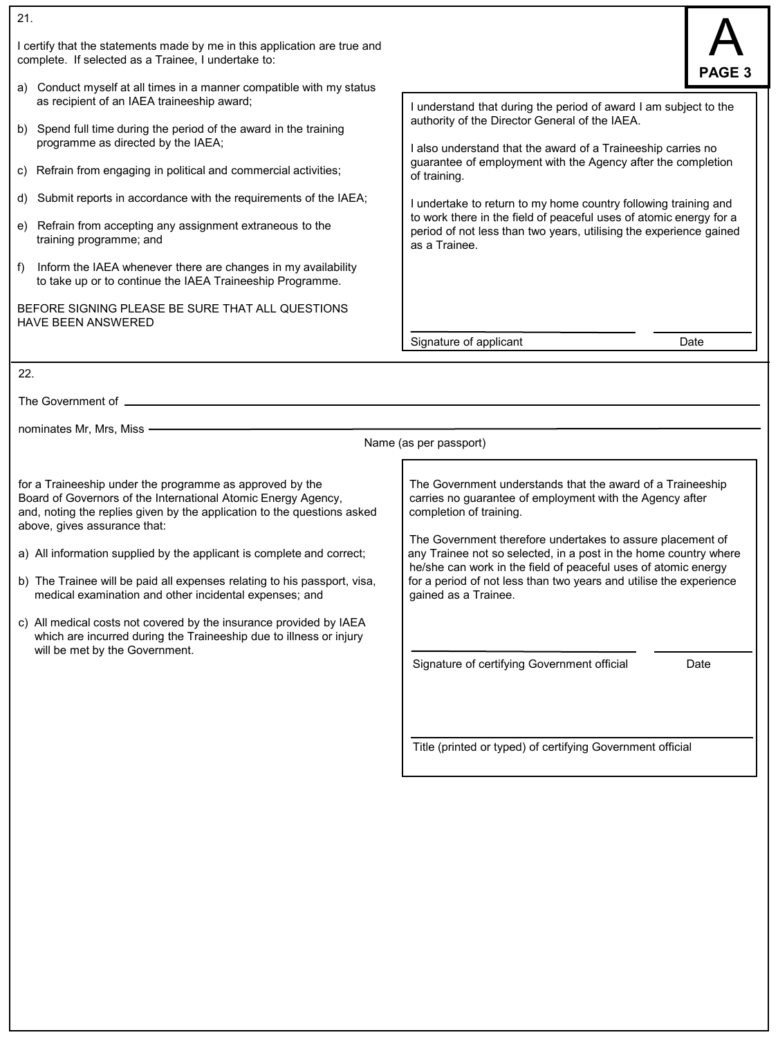**A**
**PAGE 3**

21.

I certify that the statements made by me in this application are true and complete. If selected as a Trainee, I undertake to:

a) Conduct myself at all times in a manner compatible with my status as recipient of an IAEA traineeship award;

b) Spend full time during the period of the award in the training programme as directed by the IAEA;

c) Refrain from engaging in political and commercial activities;

d) Submit reports in accordance with the requirements of the IAEA;

e) Refrain from accepting any assignment extraneous to the training programme; and

f) Inform the IAEA whenever there are changes in my availability to take up or to continue the IAEA Traineeship Programme.

BEFORE SIGNING PLEASE BE SURE THAT ALL QUESTIONS HAVE BEEN ANSWERED

I understand that during the period of award I am subject to the authority of the Director General of the IAEA.

I also understand that the award of a Traineeship carries no guarantee of employment with the Agency after the completion of training.

I undertake to return to my home country following training and to work there in the field of peaceful uses of atomic energy for a period of not less than two years, utilising the experience gained as a Trainee.

\_\_\_\_\_\_\_\_\_\_\_\_\_\_\_\_\_\_\_\_\_\_\_\_\_\_\_\_\_\_ \_\_\_\_\_\_\_\_\_\_\_\_\_\_\_
Signature of applicant Date

22.

The Government of \_\_\_\_\_\_\_\_\_\_\_\_\_\_\_\_\_\_\_\_\_\_\_\_\_\_\_\_\_\_\_\_\_\_\_\_\_\_\_\_

nominates Mr, Mrs, Miss \_\_\_\_\_\_\_\_\_\_\_\_\_\_\_\_\_\_\_\_\_\_\_\_\_\_\_\_\_\_\_\_\_\_\_\_\_\_\_\_
Name (as per passport)

for a Traineeship under the programme as approved by the Board of Governors of the International Atomic Energy Agency, and, noting the replies given by the application to the questions asked above, gives assurance that:

a) All information supplied by the applicant is complete and correct;

b) The Trainee will be paid all expenses relating to his passport, visa, medical examination and other incidental expenses; and

c) All medical costs not covered by the insurance provided by IAEA which are incurred during the Traineeship due to illness or injury will be met by the Government.

The Government understands that the award of a Traineeship carries no guarantee of employment with the Agency after completion of training.

The Government therefore undertakes to assure placement of any Trainee not so selected, in a post in the home country where he/she can work in the field of peaceful uses of atomic energy for a period of not less than two years and utilise the experience gained as a Trainee.

\_\_\_\_\_\_\_\_\_\_\_\_\_\_\_\_\_\_\_\_\_\_\_\_\_\_\_\_\_\_ \_\_\_\_\_\_\_\_\_\_\_\_\_\_\_
Signature of certifying Government official Date

\_\_\_\_\_\_\_\_\_\_\_\_\_\_\_\_\_\_\_\_\_\_\_\_\_\_\_\_\_\_\_\_\_\_\_\_\_\_\_\_\_\_\_\_\_
Title (printed or typed) of certifying Government official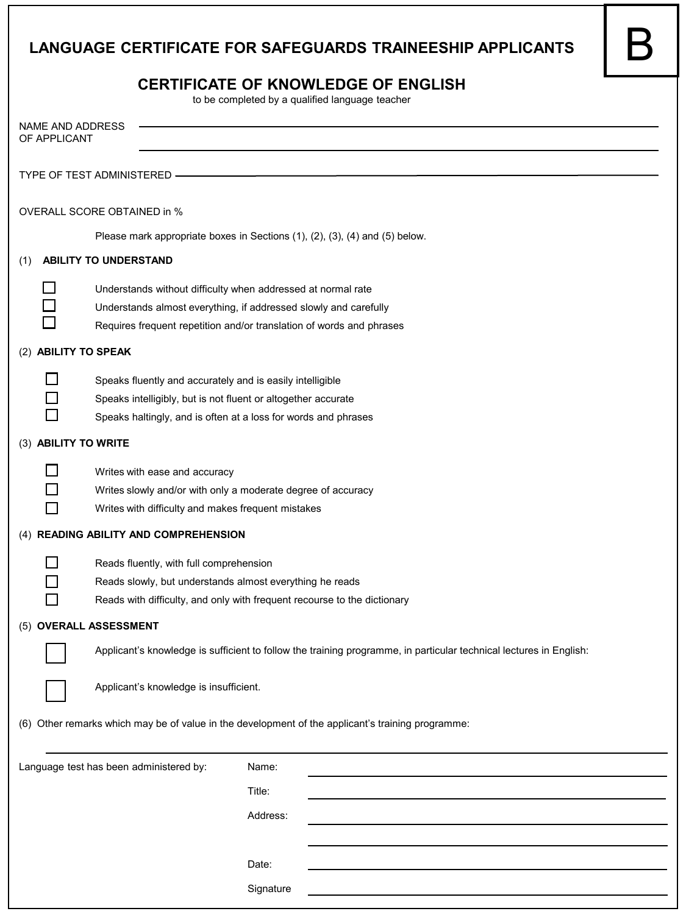# LANGUAGE CERTIFICATE FOR SAFEGUARDS TRAINEESHIP APPLICANTS

**B**

## CERTIFICATE OF KNOWLEDGE OF ENGLISH

to be completed by a qualified language teacher

NAME AND ADDRESS OF APPLICANT \_\_\_\_\_\_\_\_\_\_\_\_\_\_\_\_\_\_\_\_\_\_\_\_\_\_\_\_\_\_\_\_\_\_\_\_\_\_\_\_

\_\_\_\_\_\_\_\_\_\_\_\_\_\_\_\_\_\_\_\_\_\_\_\_\_\_\_\_\_\_\_\_\_\_\_\_\_\_\_\_

TYPE OF TEST ADMINISTERED \_\_\_\_\_\_\_\_\_\_\_\_\_\_\_\_\_\_\_\_\_\_\_\_\_\_\_\_\_\_\_\_\_\_\_\_\_\_\_\_

OVERALL SCORE OBTAINED in %

Please mark appropriate boxes in Sections (1), (2), (3), (4) and (5) below.

(1) **ABILITY TO UNDERSTAND**

- ☐ Understands without difficulty when addressed at normal rate
- ☐ Understands almost everything, if addressed slowly and carefully
- ☐ Requires frequent repetition and/or translation of words and phrases

(2) **ABILITY TO SPEAK**

- ☐ Speaks fluently and accurately and is easily intelligible
- ☐ Speaks intelligibly, but is not fluent or altogether accurate
- ☐ Speaks haltingly, and is often at a loss for words and phrases

(3) **ABILITY TO WRITE**

- ☐ Writes with ease and accuracy
- ☐ Writes slowly and/or with only a moderate degree of accuracy
- ☐ Writes with difficulty and makes frequent mistakes

(4) **READING ABILITY AND COMPREHENSION**

- ☐ Reads fluently, with full comprehension
- ☐ Reads slowly, but understands almost everything he reads
- ☐ Reads with difficulty, and only with frequent recourse to the dictionary

(5) **OVERALL ASSESSMENT**

- ☐ Applicant's knowledge is sufficient to follow the training programme, in particular technical lectures in English:
- ☐ Applicant's knowledge is insufficient.

(6) Other remarks which may be of value in the development of the applicant's training programme:

\_\_\_\_\_\_\_\_\_\_\_\_\_\_\_\_\_\_\_\_\_\_\_\_\_\_\_\_\_\_\_\_\_\_\_\_\_\_\_\_

Language test has been administered by:

Name: \_\_\_\_\_\_\_\_\_\_\_\_\_\_\_\_\_\_\_\_

Title: \_\_\_\_\_\_\_\_\_\_\_\_\_\_\_\_\_\_\_\_

Address: \_\_\_\_\_\_\_\_\_\_\_\_\_\_\_\_\_\_\_\_

\_\_\_\_\_\_\_\_\_\_\_\_\_\_\_\_\_\_\_\_

Date: \_\_\_\_\_\_\_\_\_\_\_\_\_\_\_\_\_\_\_\_

Signature \_\_\_\_\_\_\_\_\_\_\_\_\_\_\_\_\_\_\_\_